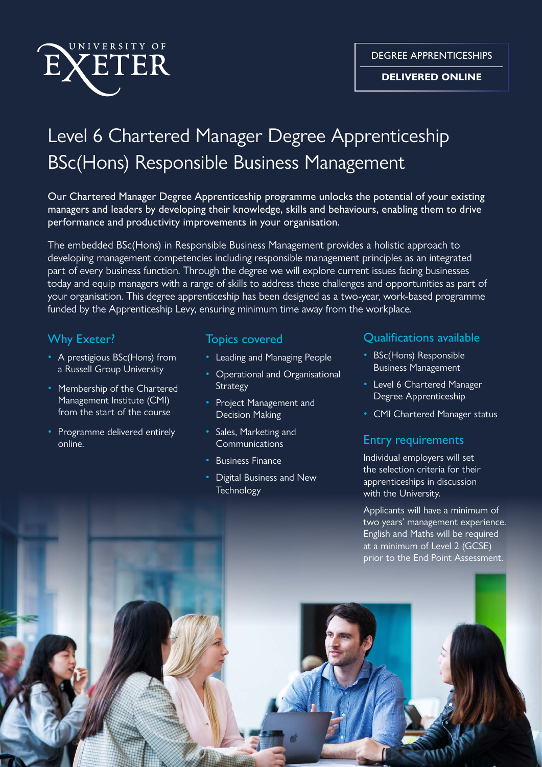UNIVERSITY OF EXETER

DEGREE APPRENTICESHIPS

**DELIVERED ONLINE**

# Level 6 Chartered Manager Degree Apprenticeship BSc(Hons) Responsible Business Management

Our Chartered Manager Degree Apprenticeship programme unlocks the potential of your existing managers and leaders by developing their knowledge, skills and behaviours, enabling them to drive performance and productivity improvements in your organisation.

The embedded BSc(Hons) in Responsible Business Management provides a holistic approach to developing management competencies including responsible management principles as an integrated part of every business function. Through the degree we will explore current issues facing businesses today and equip managers with a range of skills to address these challenges and opportunities as part of your organisation. This degree apprenticeship has been designed as a two-year, work-based programme funded by the Apprenticeship Levy, ensuring minimum time away from the workplace.

## Why Exeter?

- A prestigious BSc(Hons) from a Russell Group University
- Membership of the Chartered Management Institute (CMI) from the start of the course
- Programme delivered entirely online.

## Topics covered

- Leading and Managing People
- Operational and Organisational Strategy
- Project Management and Decision Making
- Sales, Marketing and Communications
- Business Finance
- Digital Business and New Technology

## Qualifications available

- BSc(Hons) Responsible Business Management
- Level 6 Chartered Manager Degree Apprenticeship
- CMI Chartered Manager status

## Entry requirements

Individual employers will set the selection criteria for their apprenticeships in discussion with the University.

Applicants will have a minimum of two years' management experience. English and Maths will be required at a minimum of Level 2 (GCSE) prior to the End Point Assessment.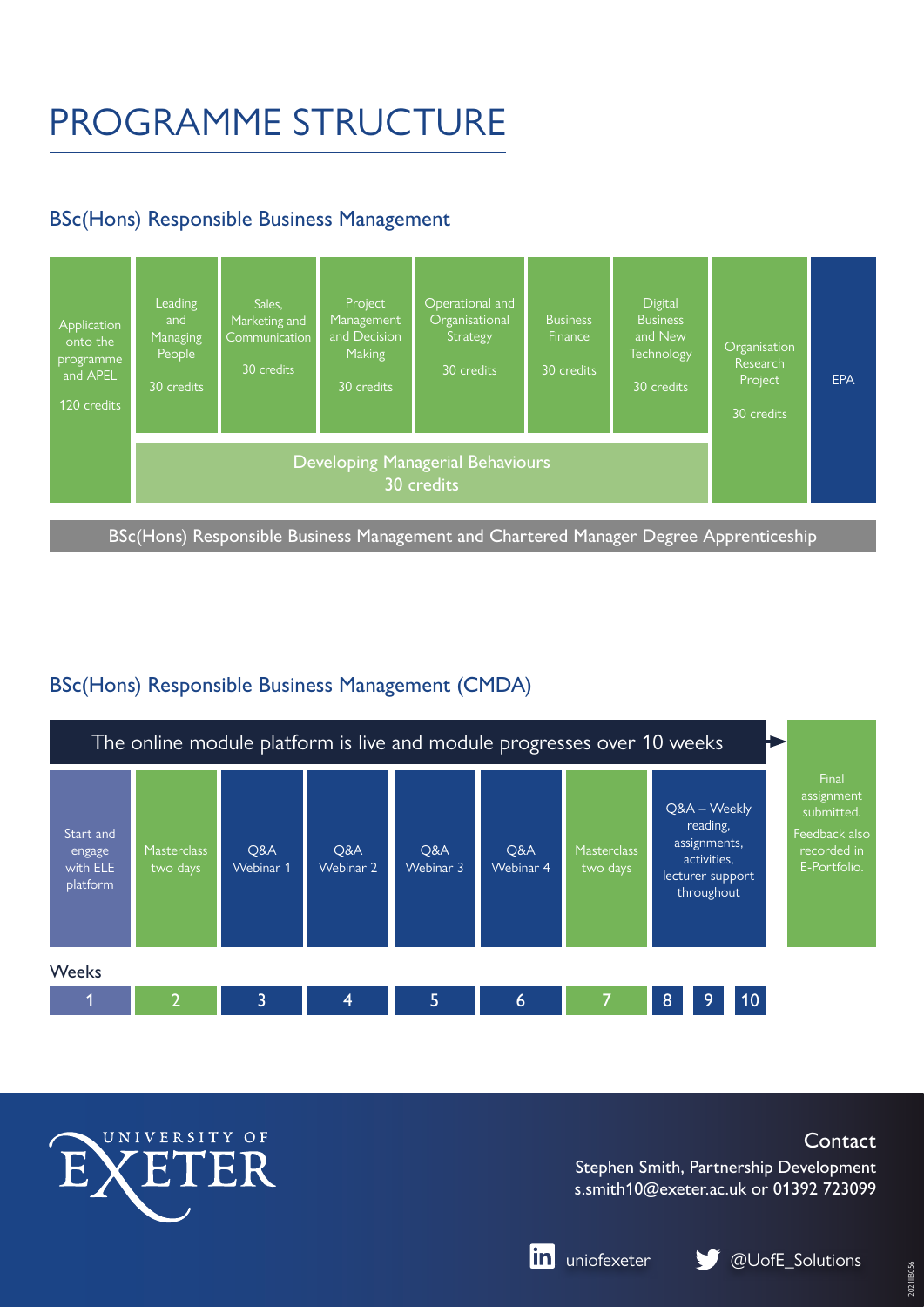# PROGRAMME STRUCTURE

## BSc(Hons) Responsible Business Management

| | | | | | | | | |
|---|---|---|---|---|---|---|---|---|
| Application onto the programme and APEL<br><br>120 credits | Leading and Managing People<br><br>30 credits | Sales, Marketing and Communication<br><br>30 credits | Project Management and Decision Making<br><br>30 credits | Operational and Organisational Strategy<br><br>30 credits | Business Finance<br><br>30 credits | Digital Business and New Technology<br><br>30 credits | Organisation Research Project<br><br>30 credits | EPA |
| | Developing Managerial Behaviours<br>30 credits | | | | | | | |

BSc(Hons) Responsible Business Management and Chartered Manager Degree Apprenticeship

## BSc(Hons) Responsible Business Management (CMDA)

The online module platform is live and module progresses over 10 weeks

| Weeks | | | | | | | | |
|---|---|---|---|---|---|---|---|---|
| 1 | 2 | 3 | 4 | 5 | 6 | 7 | 8, 9, 10 | |
| Start and engage with ELE platform | Masterclass two days | Q&A Webinar 1 | Q&A Webinar 2 | Q&A Webinar 3 | Q&A Webinar 4 | Masterclass two days | Q&A – Weekly reading, assignments, activities, lecturer support throughout | Final assignment submitted. Feedback also recorded in E-Portfolio. |

UNIVERSITY OF EXETER

**Contact**

Stephen Smith, Partnership Development
s.smith10@exeter.ac.uk or 01392 723099

uniofexeter

@UofE_Solutions

2021IB056